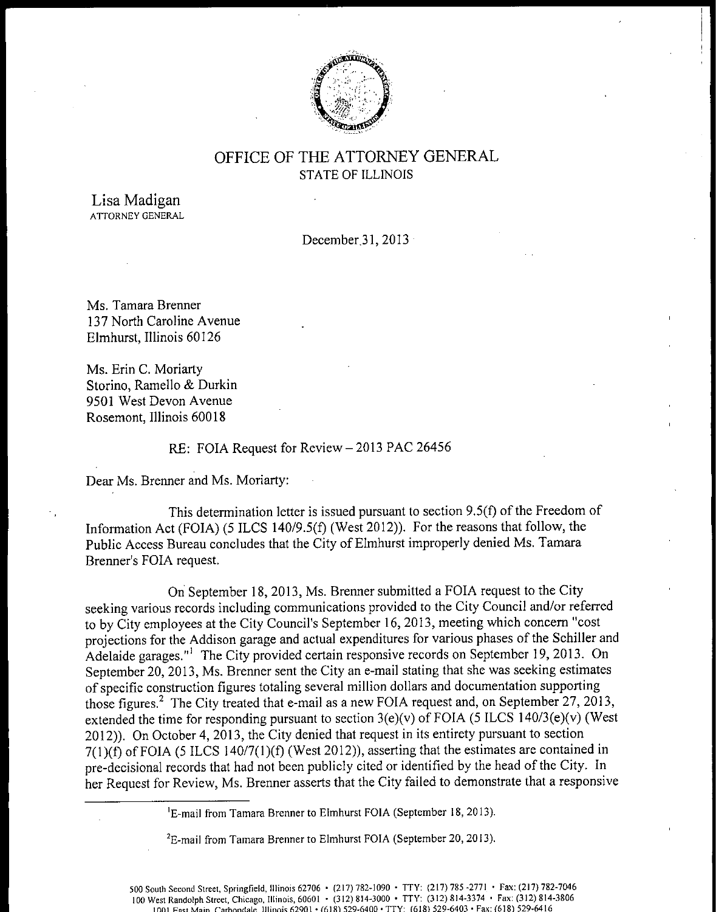# OFFICE OF THE ATTORNEY GENERAL
STATE OF ILLINOIS

Lisa Madigan
ATTORNEY GENERAL

December 31, 2013

Ms. Tamara Brenner
137 North Caroline Avenue
Elmhurst, Illinois 60126

Ms. Erin C. Moriarty
Storino, Ramello & Durkin
9501 West Devon Avenue
Rosemont, Illinois 60018

RE: FOIA Request for Review – 2013 PAC 26456

Dear Ms. Brenner and Ms. Moriarty:

This determination letter is issued pursuant to section 9.5(f) of the Freedom of Information Act (FOIA) (5 ILCS 140/9.5(f) (West 2012)). For the reasons that follow, the Public Access Bureau concludes that the City of Elmhurst improperly denied Ms. Tamara Brenner's FOIA request.

On September 18, 2013, Ms. Brenner submitted a FOIA request to the City seeking various records including communications provided to the City Council and/or referred to by City employees at the City Council's September 16, 2013, meeting which concern "cost projections for the Addison garage and actual expenditures for various phases of the Schiller and Adelaide garages."[1] The City provided certain responsive records on September 19, 2013. On September 20, 2013, Ms. Brenner sent the City an e-mail stating that she was seeking estimates of specific construction figures totaling several million dollars and documentation supporting those figures.[2] The City treated that e-mail as a new FOIA request and, on September 27, 2013, extended the time for responding pursuant to section 3(e)(v) of FOIA (5 ILCS 140/3(e)(v) (West 2012)). On October 4, 2013, the City denied that request in its entirety pursuant to section 7(1)(f) of FOIA (5 ILCS 140/7(1)(f) (West 2012)), asserting that the estimates are contained in pre-decisional records that had not been publicly cited or identified by the head of the City. In her Request for Review, Ms. Brenner asserts that the City failed to demonstrate that a responsive

[1]E-mail from Tamara Brenner to Elmhurst FOIA (September 18, 2013).

[2]E-mail from Tamara Brenner to Elmhurst FOIA (September 20, 2013).

500 South Second Street, Springfield, Illinois 62706 • (217) 782-1090 • TTY: (217) 785-2771 • Fax: (217) 782-7046
100 West Randolph Street, Chicago, Illinois, 60601 • (312) 814-3000 • TTY: (312) 814-3374 • Fax: (312) 814-3806
1001 East Main, Carbondale, Illinois 62901 • (618) 529-6400 • TTY: (618) 529-6403 • Fax: (618) 529-6416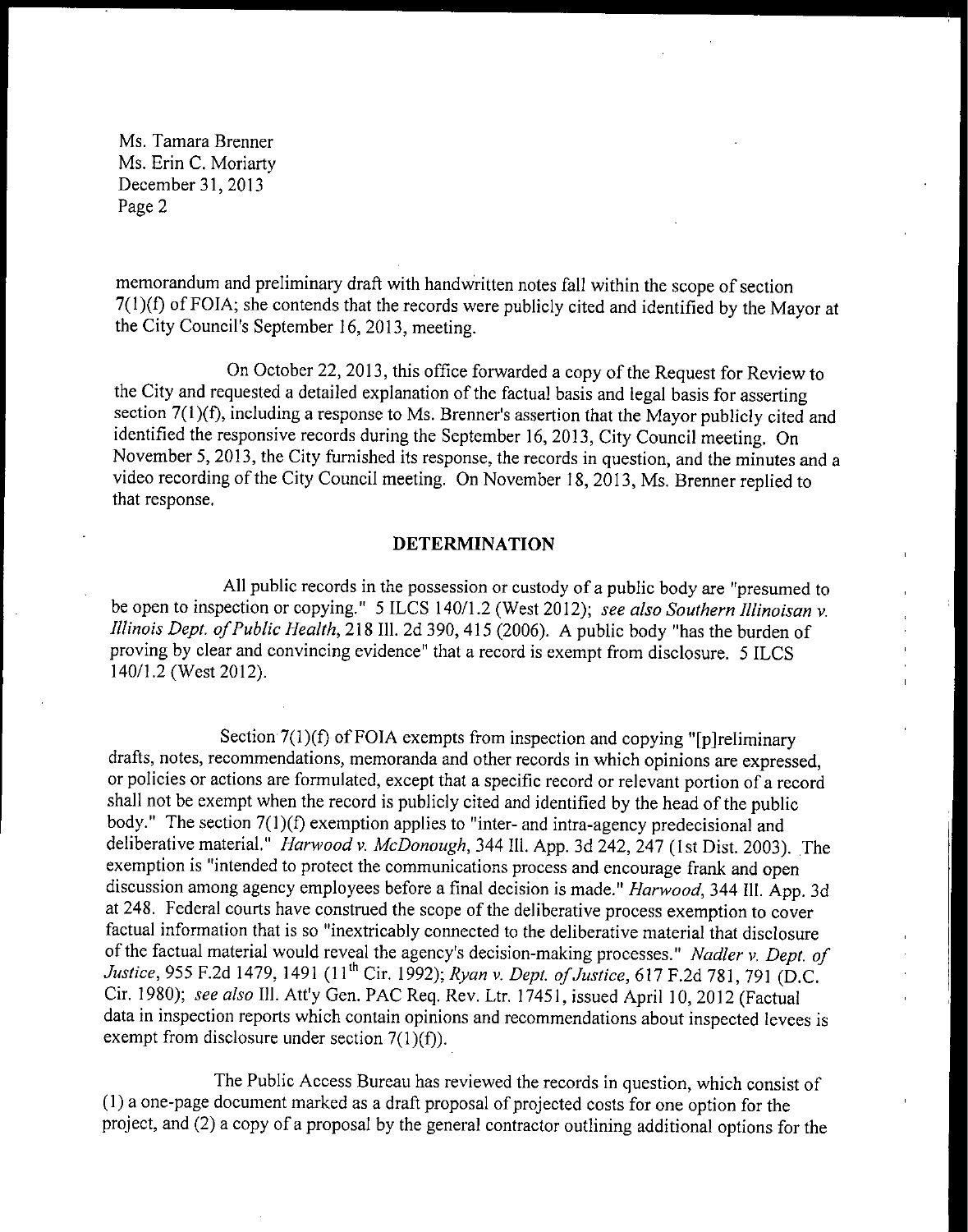Ms. Tamara Brenner
Ms. Erin C. Moriarty
December 31, 2013

memorandum and preliminary draft with handwritten notes fall within the scope of section 7(1)(f) of FOIA; she contends that the records were publicly cited and identified by the Mayor at the City Council's September 16, 2013, meeting.

On October 22, 2013, this office forwarded a copy of the Request for Review to the City and requested a detailed explanation of the factual basis and legal basis for asserting section 7(1)(f), including a response to Ms. Brenner's assertion that the Mayor publicly cited and identified the responsive records during the September 16, 2013, City Council meeting. On November 5, 2013, the City furnished its response, the records in question, and the minutes and a video recording of the City Council meeting. On November 18, 2013, Ms. Brenner replied to that response.

## DETERMINATION

All public records in the possession or custody of a public body are "presumed to be open to inspection or copying." 5 ILCS 140/1.2 (West 2012); *see also Southern Illinoisan v. Illinois Dept. of Public Health*, 218 Ill. 2d 390, 415 (2006). A public body "has the burden of proving by clear and convincing evidence" that a record is exempt from disclosure. 5 ILCS 140/1.2 (West 2012).

Section 7(1)(f) of FOIA exempts from inspection and copying "[p]reliminary drafts, notes, recommendations, memoranda and other records in which opinions are expressed, or policies or actions are formulated, except that a specific record or relevant portion of a record shall not be exempt when the record is publicly cited and identified by the head of the public body." The section 7(1)(f) exemption applies to "inter- and intra-agency predecisional and deliberative material." *Harwood v. McDonough*, 344 Ill. App. 3d 242, 247 (1st Dist. 2003). The exemption is "intended to protect the communications process and encourage frank and open discussion among agency employees before a final decision is made." *Harwood*, 344 Ill. App. 3d at 248. Federal courts have construed the scope of the deliberative process exemption to cover factual information that is so "inextricably connected to the deliberative material that disclosure of the factual material would reveal the agency's decision-making processes." *Nadler v. Dept. of Justice*, 955 F.2d 1479, 1491 (11th Cir. 1992); *Ryan v. Dept. of Justice*, 617 F.2d 781, 791 (D.C. Cir. 1980); *see also* Ill. Att'y Gen. PAC Req. Rev. Ltr. 17451, issued April 10, 2012 (Factual data in inspection reports which contain opinions and recommendations about inspected levees is exempt from disclosure under section 7(1)(f)).

The Public Access Bureau has reviewed the records in question, which consist of (1) a one-page document marked as a draft proposal of projected costs for one option for the project, and (2) a copy of a proposal by the general contractor outlining additional options for the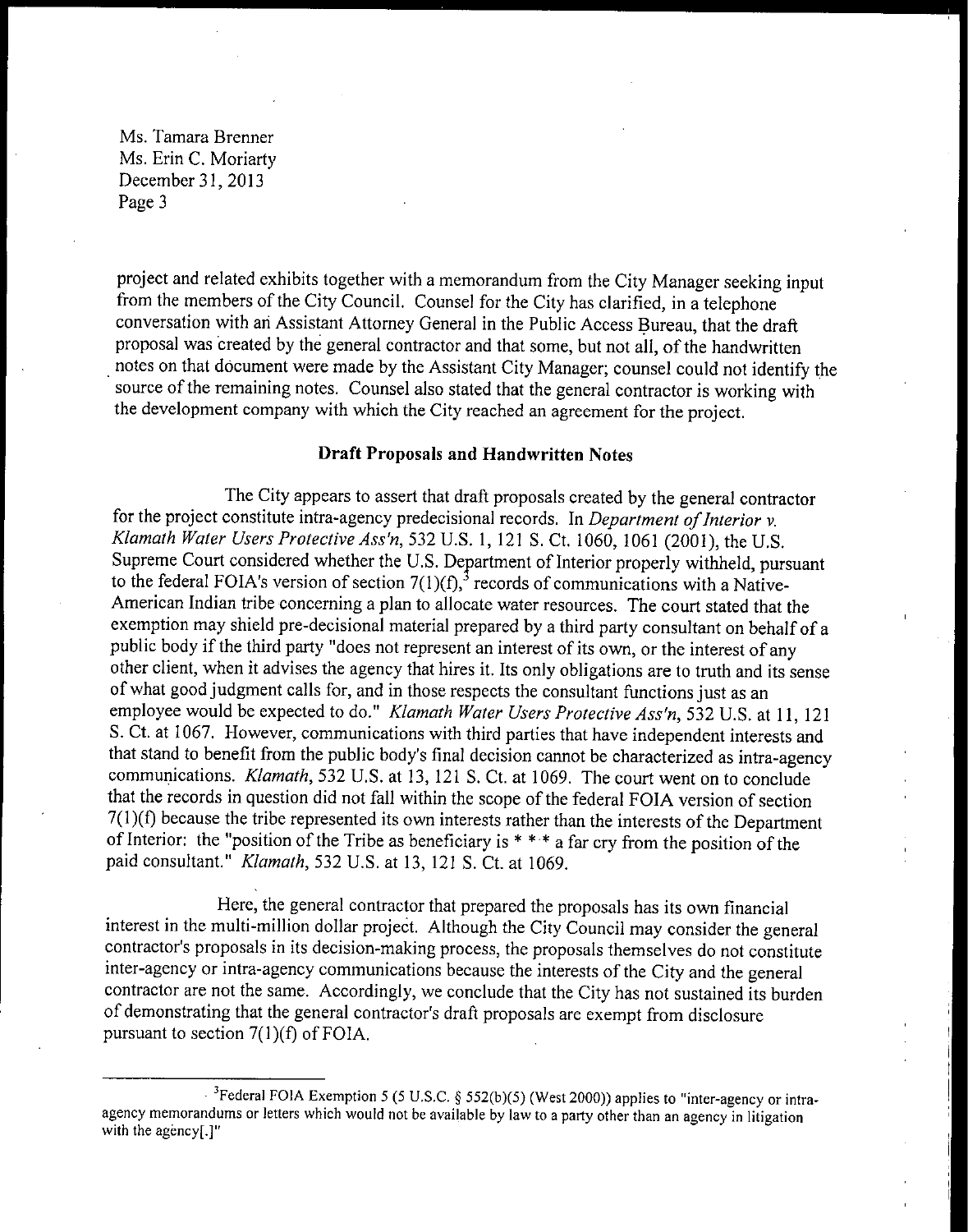project and related exhibits together with a memorandum from the City Manager seeking input from the members of the City Council. Counsel for the City has clarified, in a telephone conversation with an Assistant Attorney General in the Public Access Bureau, that the draft proposal was created by the general contractor and that some, but not all, of the handwritten notes on that document were made by the Assistant City Manager; counsel could not identify the source of the remaining notes. Counsel also stated that the general contractor is working with the development company with which the City reached an agreement for the project.

**Draft Proposals and Handwritten Notes**

The City appears to assert that draft proposals created by the general contractor for the project constitute intra-agency predecisional records. In *Department of Interior v. Klamath Water Users Protective Ass'n*, 532 U.S. 1, 121 S. Ct. 1060, 1061 (2001), the U.S. Supreme Court considered whether the U.S. Department of Interior properly withheld, pursuant to the federal FOIA's version of section 7(1)(f),[3] records of communications with a Native-American Indian tribe concerning a plan to allocate water resources. The court stated that the exemption may shield pre-decisional material prepared by a third party consultant on behalf of a public body if the third party "does not represent an interest of its own, or the interest of any other client, when it advises the agency that hires it. Its only obligations are to truth and its sense of what good judgment calls for, and in those respects the consultant functions just as an employee would be expected to do." *Klamath Water Users Protective Ass'n*, 532 U.S. at 11, 121 S. Ct. at 1067. However, communications with third parties that have independent interests and that stand to benefit from the public body's final decision cannot be characterized as intra-agency communications. *Klamath*, 532 U.S. at 13, 121 S. Ct. at 1069. The court went on to conclude that the records in question did not fall within the scope of the federal FOIA version of section 7(1)(f) because the tribe represented its own interests rather than the interests of the Department of Interior: the "position of the Tribe as beneficiary is * * * a far cry from the position of the paid consultant." *Klamath*, 532 U.S. at 13, 121 S. Ct. at 1069.

Here, the general contractor that prepared the proposals has its own financial interest in the multi-million dollar project. Although the City Council may consider the general contractor's proposals in its decision-making process, the proposals themselves do not constitute inter-agency or intra-agency communications because the interests of the City and the general contractor are not the same. Accordingly, we conclude that the City has not sustained its burden of demonstrating that the general contractor's draft proposals are exempt from disclosure pursuant to section 7(1)(f) of FOIA.

---

[3]Federal FOIA Exemption 5 (5 U.S.C. § 552(b)(5) (West 2000)) applies to "inter-agency or intra-agency memorandums or letters which would not be available by law to a party other than an agency in litigation with the agency[.]"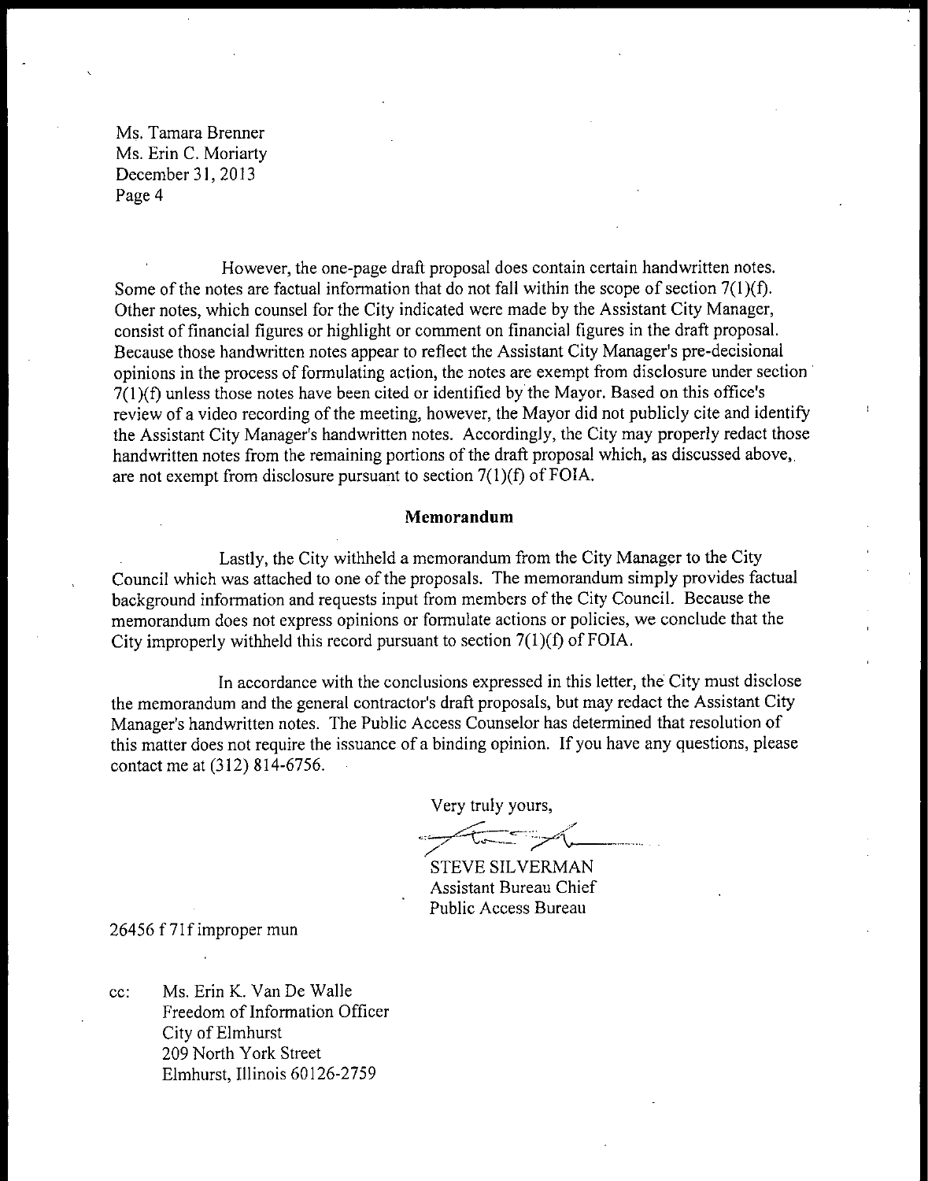Ms. Tamara Brenner
Ms. Erin C. Moriarty
December 31, 2013
Page 4

However, the one-page draft proposal does contain certain handwritten notes. Some of the notes are factual information that do not fall within the scope of section 7(1)(f). Other notes, which counsel for the City indicated were made by the Assistant City Manager, consist of financial figures or highlight or comment on financial figures in the draft proposal. Because those handwritten notes appear to reflect the Assistant City Manager's pre-decisional opinions in the process of formulating action, the notes are exempt from disclosure under section 7(1)(f) unless those notes have been cited or identified by the Mayor. Based on this office's review of a video recording of the meeting, however, the Mayor did not publicly cite and identify the Assistant City Manager's handwritten notes. Accordingly, the City may properly redact those handwritten notes from the remaining portions of the draft proposal which, as discussed above, are not exempt from disclosure pursuant to section 7(1)(f) of FOIA.

**Memorandum**

Lastly, the City withheld a memorandum from the City Manager to the City Council which was attached to one of the proposals. The memorandum simply provides factual background information and requests input from members of the City Council. Because the memorandum does not express opinions or formulate actions or policies, we conclude that the City improperly withheld this record pursuant to section 7(1)(f) of FOIA.

In accordance with the conclusions expressed in this letter, the City must disclose the memorandum and the general contractor's draft proposals, but may redact the Assistant City Manager's handwritten notes. The Public Access Counselor has determined that resolution of this matter does not require the issuance of a binding opinion. If you have any questions, please contact me at (312) 814-6756.

Very truly yours,

STEVE SILVERMAN
Assistant Bureau Chief
Public Access Bureau

26456 f 71f improper mun

cc: Ms. Erin K. Van De Walle
Freedom of Information Officer
City of Elmhurst
209 North York Street
Elmhurst, Illinois 60126-2759